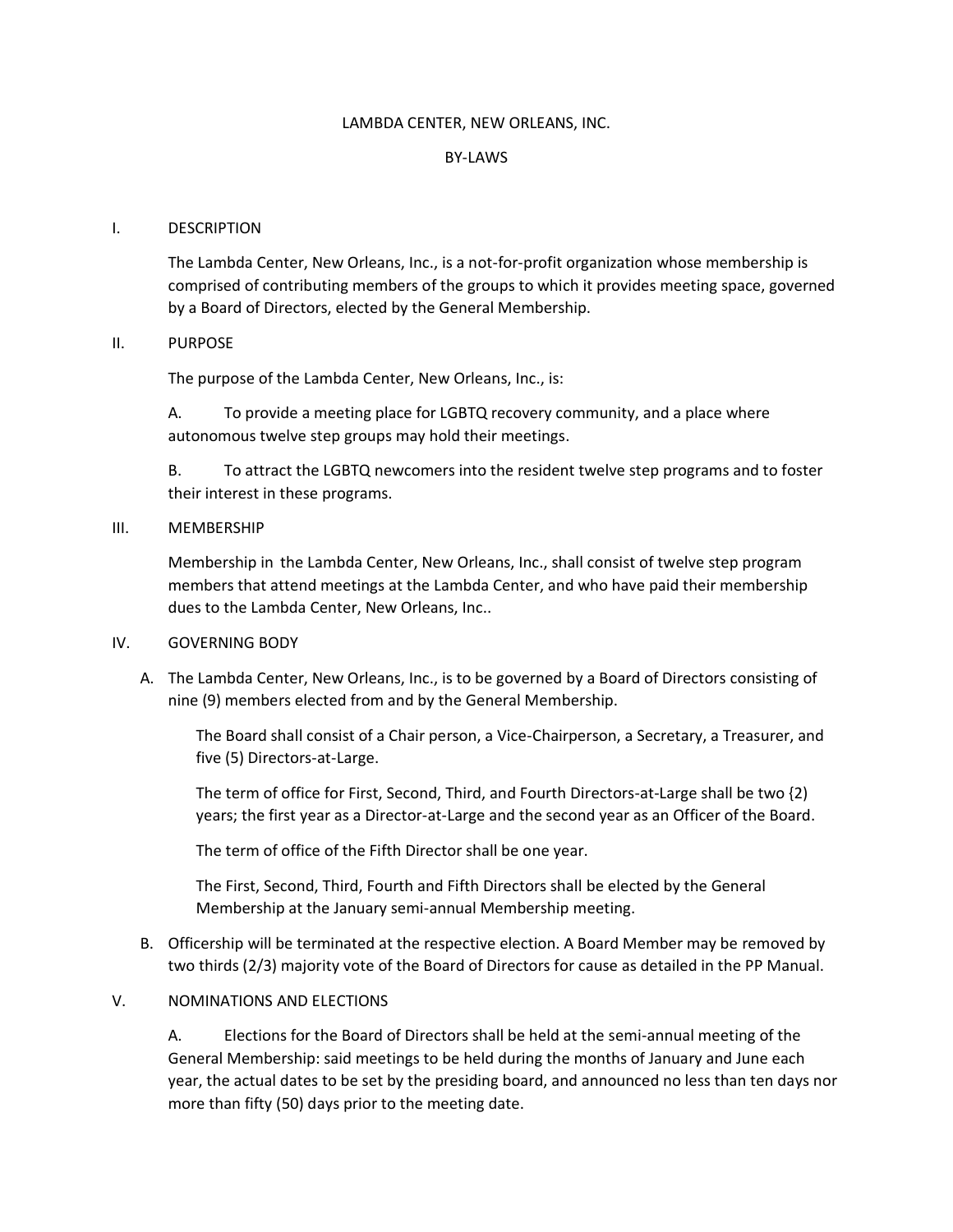# LAMBDA CENTER, NEW ORLEANS, INC.

## BY-LAWS

## I. DESCRIPTION

The Lambda Center, New Orleans, Inc., is a not-for-profit organization whose membership is comprised of contributing members of the groups to which it provides meeting space, governed by a Board of Directors, elected by the General Membership.

## II. PURPOSE

The purpose of the Lambda Center, New Orleans, Inc., is:

A. To provide a meeting place for LGBTQ recovery community, and a place where autonomous twelve step groups may hold their meetings.

B. To attract the LGBTQ newcomers into the resident twelve step programs and to foster their interest in these programs.

## III. MEMBERSHIP

Membership in the Lambda Center, New Orleans, Inc., shall consist of twelve step program members that attend meetings at the Lambda Center, and who have paid their membership dues to the Lambda Center, New Orleans, Inc..

## IV. GOVERNING BODY

A. The Lambda Center, New Orleans, Inc., is to be governed by a Board of Directors consisting of nine (9) members elected from and by the General Membership.

The Board shall consist of a Chair person, a Vice-Chairperson, a Secretary, a Treasurer, and five (5) Directors-at-Large.

The term of office for First, Second, Third, and Fourth Directors-at-Large shall be two {2) years; the first year as a Director-at-Large and the second year as an Officer of the Board.

The term of office of the Fifth Director shall be one year.

The First, Second, Third, Fourth and Fifth Directors shall be elected by the General Membership at the January semi-annual Membership meeting.

B. Officership will be terminated at the respective election. A Board Member may be removed by two thirds (2/3) majority vote of the Board of Directors for cause as detailed in the PP Manual.

## V. NOMINATIONS AND ELECTIONS

A. Elections for the Board of Directors shall be held at the semi-annual meeting of the General Membership: said meetings to be held during the months of January and June each year, the actual dates to be set by the presiding board, and announced no less than ten days nor more than fifty (50) days prior to the meeting date.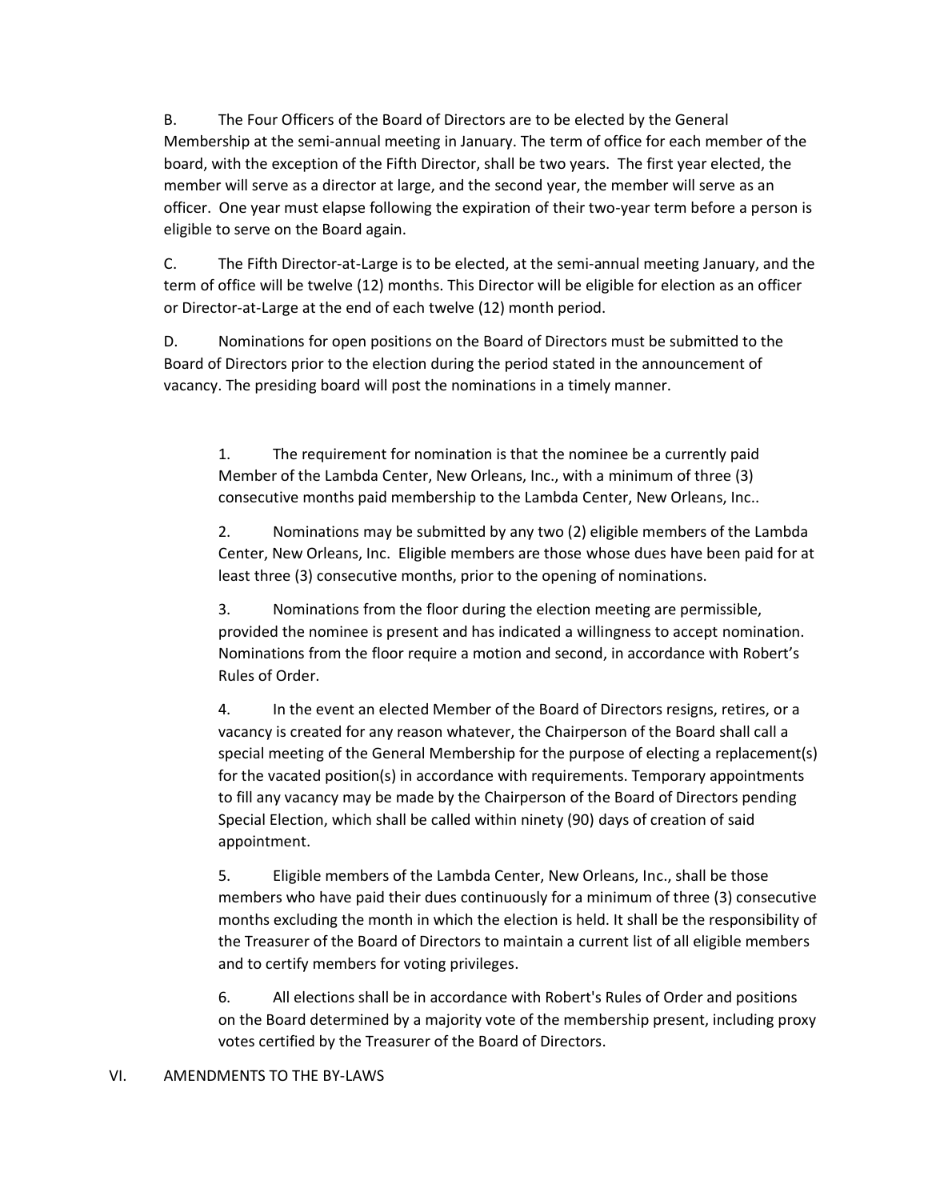B. The Four Officers of the Board of Directors are to be elected by the General Membership at the semi-annual meeting in January. The term of office for each member of the board, with the exception of the Fifth Director, shall be two years. The first year elected, the member will serve as a director at large, and the second year, the member will serve as an officer. One year must elapse following the expiration of their two-year term before a person is eligible to serve on the Board again.

C. The Fifth Director-at-Large is to be elected, at the semi-annual meeting January, and the term of office will be twelve (12) months. This Director will be eligible for election as an officer or Director-at-Large at the end of each twelve (12) month period.

D. Nominations for open positions on the Board of Directors must be submitted to the Board of Directors prior to the election during the period stated in the announcement of vacancy. The presiding board will post the nominations in a timely manner.

1. The requirement for nomination is that the nominee be a currently paid Member of the Lambda Center, New Orleans, Inc., with a minimum of three (3) consecutive months paid membership to the Lambda Center, New Orleans, Inc..

2. Nominations may be submitted by any two (2) eligible members of the Lambda Center, New Orleans, Inc. Eligible members are those whose dues have been paid for at least three (3) consecutive months, prior to the opening of nominations.

3. Nominations from the floor during the election meeting are permissible, provided the nominee is present and has indicated a willingness to accept nomination. Nominations from the floor require a motion and second, in accordance with Robert's Rules of Order.

4. In the event an elected Member of the Board of Directors resigns, retires, or a vacancy is created for any reason whatever, the Chairperson of the Board shall call a special meeting of the General Membership for the purpose of electing a replacement(s) for the vacated position(s) in accordance with requirements. Temporary appointments to fill any vacancy may be made by the Chairperson of the Board of Directors pending Special Election, which shall be called within ninety (90) days of creation of said appointment.

5. Eligible members of the Lambda Center, New Orleans, Inc., shall be those members who have paid their dues continuously for a minimum of three (3) consecutive months excluding the month in which the election is held. It shall be the responsibility of the Treasurer of the Board of Directors to maintain a current list of all eligible members and to certify members for voting privileges.

6. All elections shall be in accordance with Robert's Rules of Order and positions on the Board determined by a majority vote of the membership present, including proxy votes certified by the Treasurer of the Board of Directors.

## VI. AMENDMENTS TO THE BY-LAWS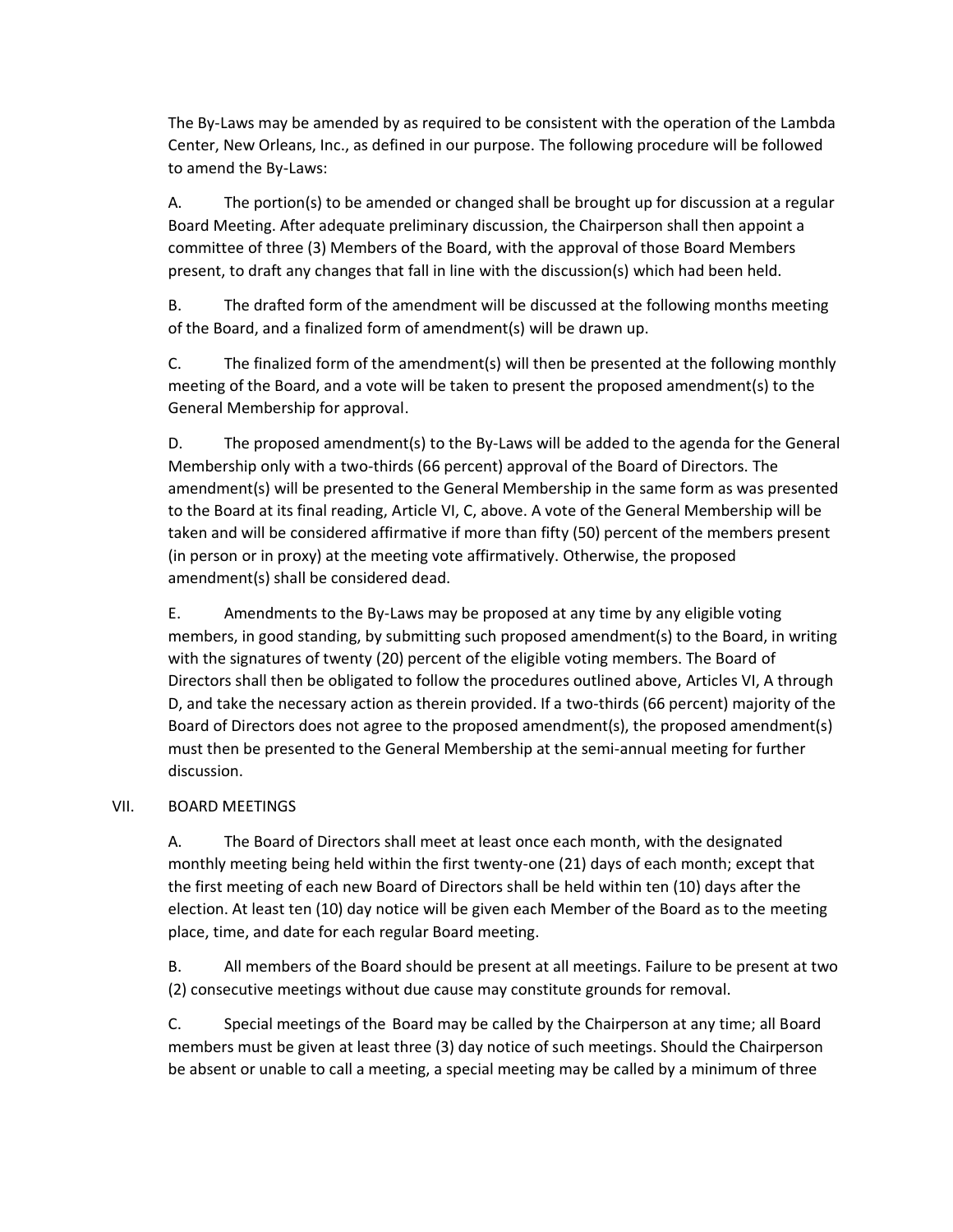The By-Laws may be amended by as required to be consistent with the operation of the Lambda Center, New Orleans, Inc., as defined in our purpose. The following procedure will be followed to amend the By-Laws:

A. The portion(s) to be amended or changed shall be brought up for discussion at a regular Board Meeting. After adequate preliminary discussion, the Chairperson shall then appoint a committee of three (3) Members of the Board, with the approval of those Board Members present, to draft any changes that fall in line with the discussion(s) which had been held.

B. The drafted form of the amendment will be discussed at the following months meeting of the Board, and a finalized form of amendment(s) will be drawn up.

C. The finalized form of the amendment(s) will then be presented at the following monthly meeting of the Board, and a vote will be taken to present the proposed amendment(s) to the General Membership for approval.

D. The proposed amendment(s) to the By-Laws will be added to the agenda for the General Membership only with a two-thirds (66 percent) approval of the Board of Directors. The amendment(s) will be presented to the General Membership in the same form as was presented to the Board at its final reading, Article VI, C, above. A vote of the General Membership will be taken and will be considered affirmative if more than fifty (50) percent of the members present (in person or in proxy) at the meeting vote affirmatively. Otherwise, the proposed amendment(s) shall be considered dead.

E. Amendments to the By-Laws may be proposed at any time by any eligible voting members, in good standing, by submitting such proposed amendment(s) to the Board, in writing with the signatures of twenty (20) percent of the eligible voting members. The Board of Directors shall then be obligated to follow the procedures outlined above, Articles VI, A through D, and take the necessary action as therein provided. If a two-thirds (66 percent) majority of the Board of Directors does not agree to the proposed amendment(s), the proposed amendment(s) must then be presented to the General Membership at the semi-annual meeting for further discussion.

## VII. BOARD MEETINGS

A. The Board of Directors shall meet at least once each month, with the designated monthly meeting being held within the first twenty-one (21) days of each month; except that the first meeting of each new Board of Directors shall be held within ten (10) days after the election. At least ten (10) day notice will be given each Member of the Board as to the meeting place, time, and date for each regular Board meeting.

B. All members of the Board should be present at all meetings. Failure to be present at two (2) consecutive meetings without due cause may constitute grounds for removal.

C. Special meetings of the Board may be called by the Chairperson at any time; all Board members must be given at least three (3) day notice of such meetings. Should the Chairperson be absent or unable to call a meeting, a special meeting may be called by a minimum of three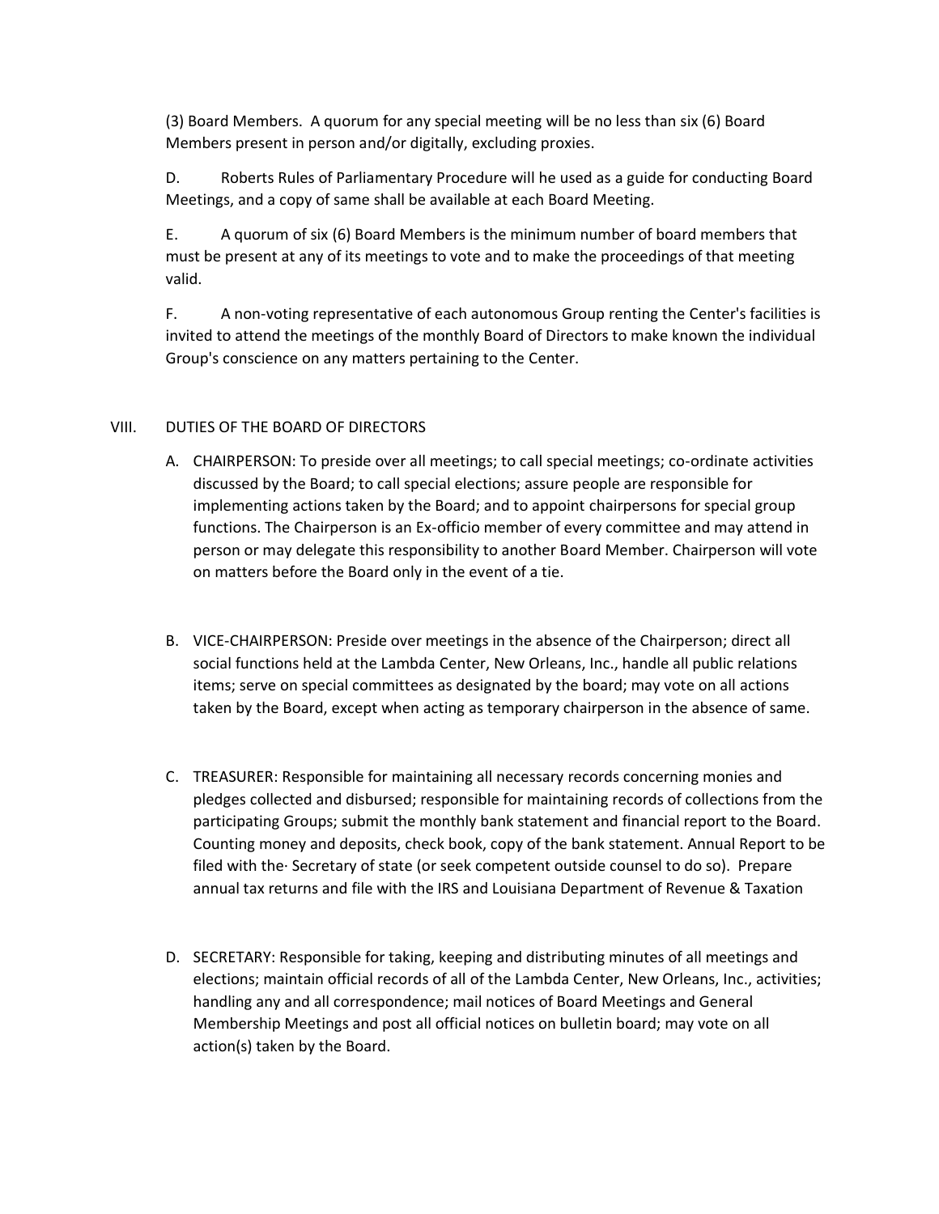(3) Board Members. A quorum for any special meeting will be no less than six (6) Board Members present in person and/or digitally, excluding proxies.

D. Roberts Rules of Parliamentary Procedure will he used as a guide for conducting Board Meetings, and a copy of same shall be available at each Board Meeting.

E. A quorum of six (6) Board Members is the minimum number of board members that must be present at any of its meetings to vote and to make the proceedings of that meeting valid.

F. A non-voting representative of each autonomous Group renting the Center's facilities is invited to attend the meetings of the monthly Board of Directors to make known the individual Group's conscience on any matters pertaining to the Center.

## VIII. DUTIES OF THE BOARD OF DIRECTORS

A. CHAIRPERSON: To preside over all meetings; to call special meetings; co-ordinate activities discussed by the Board; to call special elections; assure people are responsible for implementing actions taken by the Board; and to appoint chairpersons for special group functions. The Chairperson is an Ex-officio member of every committee and may attend in person or may delegate this responsibility to another Board Member. Chairperson will vote on matters before the Board only in the event of a tie.

B. VICE-CHAIRPERSON: Preside over meetings in the absence of the Chairperson; direct all social functions held at the Lambda Center, New Orleans, Inc., handle all public relations items; serve on special committees as designated by the board; may vote on all actions taken by the Board, except when acting as temporary chairperson in the absence of same.

C. TREASURER: Responsible for maintaining all necessary records concerning monies and pledges collected and disbursed; responsible for maintaining records of collections from the participating Groups; submit the monthly bank statement and financial report to the Board. Counting money and deposits, check book, copy of the bank statement. Annual Report to be filed with the· Secretary of state (or seek competent outside counsel to do so). Prepare annual tax returns and file with the IRS and Louisiana Department of Revenue & Taxation

D. SECRETARY: Responsible for taking, keeping and distributing minutes of all meetings and elections; maintain official records of all of the Lambda Center, New Orleans, Inc., activities; handling any and all correspondence; mail notices of Board Meetings and General Membership Meetings and post all official notices on bulletin board; may vote on all action(s) taken by the Board.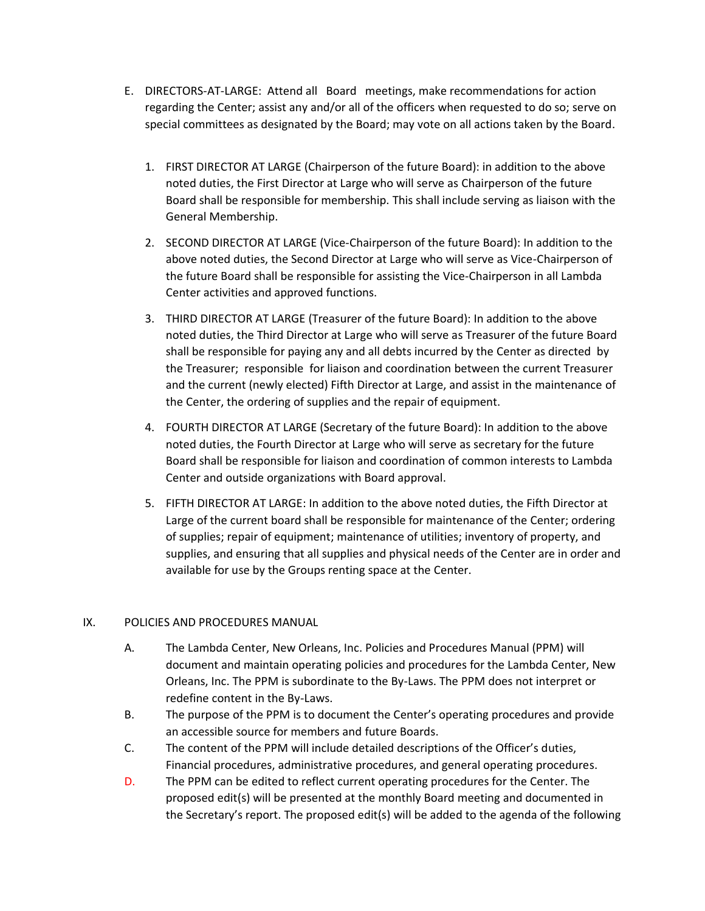E. DIRECTORS-AT-LARGE: Attend all Board meetings, make recommendations for action regarding the Center; assist any and/or all of the officers when requested to do so; serve on special committees as designated by the Board; may vote on all actions taken by the Board.

   1. FIRST DIRECTOR AT LARGE (Chairperson of the future Board): in addition to the above noted duties, the First Director at Large who will serve as Chairperson of the future Board shall be responsible for membership. This shall include serving as liaison with the General Membership.

   2. SECOND DIRECTOR AT LARGE (Vice-Chairperson of the future Board): In addition to the above noted duties, the Second Director at Large who will serve as Vice-Chairperson of the future Board shall be responsible for assisting the Vice-Chairperson in all Lambda Center activities and approved functions.

   3. THIRD DIRECTOR AT LARGE (Treasurer of the future Board): In addition to the above noted duties, the Third Director at Large who will serve as Treasurer of the future Board shall be responsible for paying any and all debts incurred by the Center as directed by the Treasurer; responsible for liaison and coordination between the current Treasurer and the current (newly elected) Fifth Director at Large, and assist in the maintenance of the Center, the ordering of supplies and the repair of equipment.

   4. FOURTH DIRECTOR AT LARGE (Secretary of the future Board): In addition to the above noted duties, the Fourth Director at Large who will serve as secretary for the future Board shall be responsible for liaison and coordination of common interests to Lambda Center and outside organizations with Board approval.

   5. FIFTH DIRECTOR AT LARGE: In addition to the above noted duties, the Fifth Director at Large of the current board shall be responsible for maintenance of the Center; ordering of supplies; repair of equipment; maintenance of utilities; inventory of property, and supplies, and ensuring that all supplies and physical needs of the Center are in order and available for use by the Groups renting space at the Center.

## IX. POLICIES AND PROCEDURES MANUAL

A. The Lambda Center, New Orleans, Inc. Policies and Procedures Manual (PPM) will document and maintain operating policies and procedures for the Lambda Center, New Orleans, Inc. The PPM is subordinate to the By-Laws. The PPM does not interpret or redefine content in the By-Laws.

B. The purpose of the PPM is to document the Center's operating procedures and provide an accessible source for members and future Boards.

C. The content of the PPM will include detailed descriptions of the Officer's duties, Financial procedures, administrative procedures, and general operating procedures.

D. The PPM can be edited to reflect current operating procedures for the Center. The proposed edit(s) will be presented at the monthly Board meeting and documented in the Secretary's report. The proposed edit(s) will be added to the agenda of the following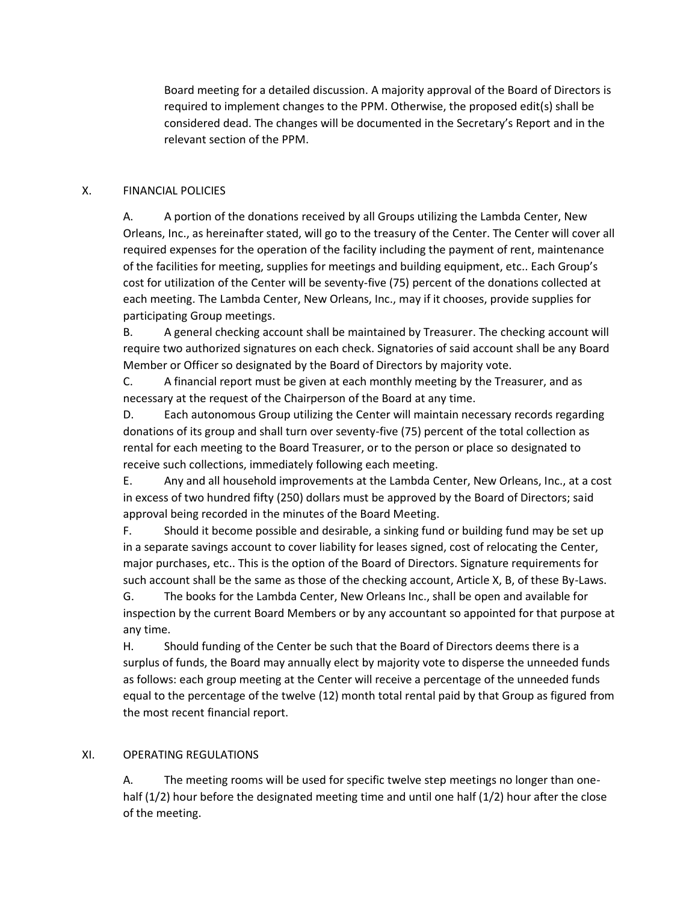Board meeting for a detailed discussion. A majority approval of the Board of Directors is required to implement changes to the PPM. Otherwise, the proposed edit(s) shall be considered dead. The changes will be documented in the Secretary's Report and in the relevant section of the PPM.

## X. FINANCIAL POLICIES

A. A portion of the donations received by all Groups utilizing the Lambda Center, New Orleans, Inc., as hereinafter stated, will go to the treasury of the Center. The Center will cover all required expenses for the operation of the facility including the payment of rent, maintenance of the facilities for meeting, supplies for meetings and building equipment, etc.. Each Group's cost for utilization of the Center will be seventy-five (75) percent of the donations collected at each meeting. The Lambda Center, New Orleans, Inc., may if it chooses, provide supplies for participating Group meetings.

B. A general checking account shall be maintained by Treasurer. The checking account will require two authorized signatures on each check. Signatories of said account shall be any Board Member or Officer so designated by the Board of Directors by majority vote.

C. A financial report must be given at each monthly meeting by the Treasurer, and as necessary at the request of the Chairperson of the Board at any time.

D. Each autonomous Group utilizing the Center will maintain necessary records regarding donations of its group and shall turn over seventy-five (75) percent of the total collection as rental for each meeting to the Board Treasurer, or to the person or place so designated to receive such collections, immediately following each meeting.

E. Any and all household improvements at the Lambda Center, New Orleans, Inc., at a cost in excess of two hundred fifty (250) dollars must be approved by the Board of Directors; said approval being recorded in the minutes of the Board Meeting.

F. Should it become possible and desirable, a sinking fund or building fund may be set up in a separate savings account to cover liability for leases signed, cost of relocating the Center, major purchases, etc.. This is the option of the Board of Directors. Signature requirements for such account shall be the same as those of the checking account, Article X, B, of these By-Laws.

G. The books for the Lambda Center, New Orleans Inc., shall be open and available for inspection by the current Board Members or by any accountant so appointed for that purpose at any time.

H. Should funding of the Center be such that the Board of Directors deems there is a surplus of funds, the Board may annually elect by majority vote to disperse the unneeded funds as follows: each group meeting at the Center will receive a percentage of the unneeded funds equal to the percentage of the twelve (12) month total rental paid by that Group as figured from the most recent financial report.

## XI. OPERATING REGULATIONS

A. The meeting rooms will be used for specific twelve step meetings no longer than one-half (1/2) hour before the designated meeting time and until one half (1/2) hour after the close of the meeting.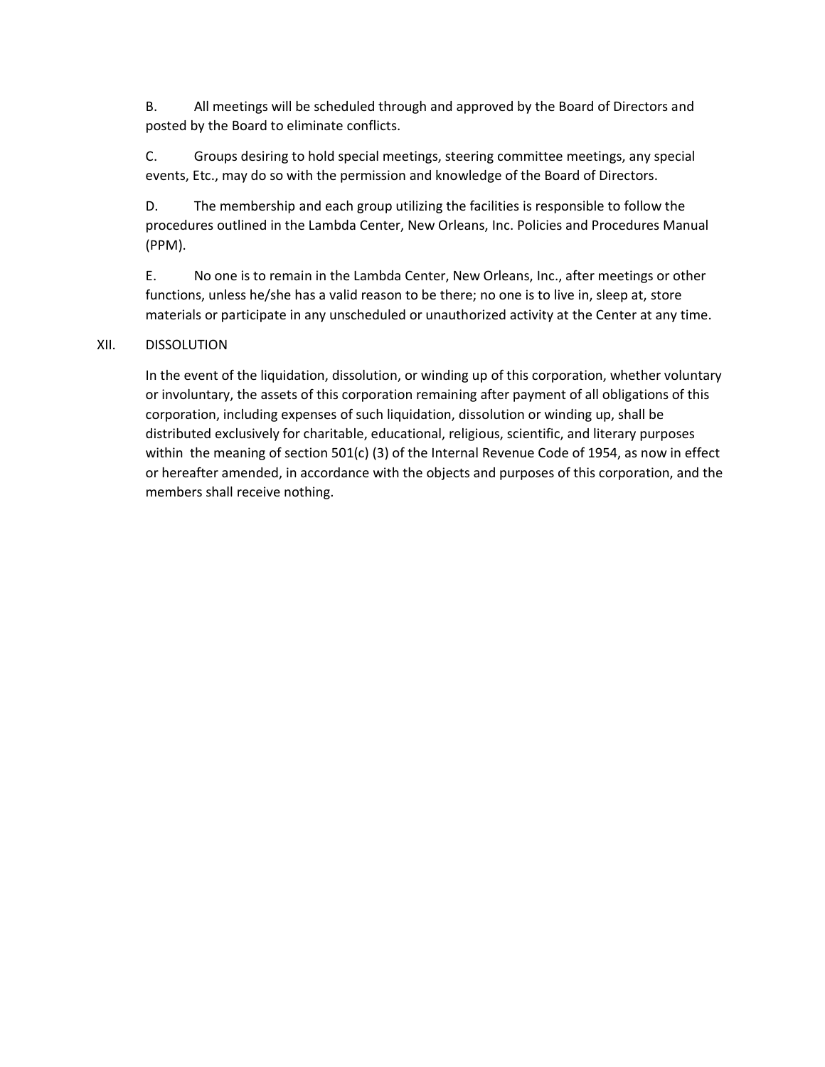B. All meetings will be scheduled through and approved by the Board of Directors and posted by the Board to eliminate conflicts.

C. Groups desiring to hold special meetings, steering committee meetings, any special events, Etc., may do so with the permission and knowledge of the Board of Directors.

D. The membership and each group utilizing the facilities is responsible to follow the procedures outlined in the Lambda Center, New Orleans, Inc. Policies and Procedures Manual (PPM).

E. No one is to remain in the Lambda Center, New Orleans, Inc., after meetings or other functions, unless he/she has a valid reason to be there; no one is to live in, sleep at, store materials or participate in any unscheduled or unauthorized activity at the Center at any time.

## XII. DISSOLUTION

In the event of the liquidation, dissolution, or winding up of this corporation, whether voluntary or involuntary, the assets of this corporation remaining after payment of all obligations of this corporation, including expenses of such liquidation, dissolution or winding up, shall be distributed exclusively for charitable, educational, religious, scientific, and literary purposes within the meaning of section 501(c) (3) of the Internal Revenue Code of 1954, as now in effect or hereafter amended, in accordance with the objects and purposes of this corporation, and the members shall receive nothing.